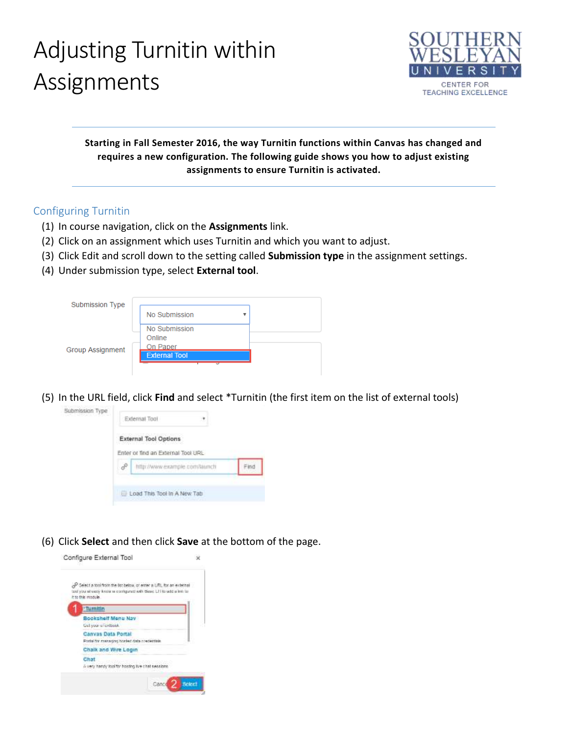# Adjusting Turnitin within Assignments

SOUTHERN WESLEYAN UNIVERSITY
CENTER FOR TEACHING EXCELLENCE

---

**Starting in Fall Semester 2016, the way Turnitin functions within Canvas has changed and requires a new configuration. The following guide shows you how to adjust existing assignments to ensure Turnitin is activated.**

---

## Configuring Turnitin

(1) In course navigation, click on the **Assignments** link.

(2) Click on an assignment which uses Turnitin and which you want to adjust.

(3) Click Edit and scroll down to the setting called **Submission type** in the assignment settings.

(4) Under submission type, select **External tool**.

(5) In the URL field, click **Find** and select *Turnitin (the first item on the list of external tools)

(6) Click **Select** and then click **Save** at the bottom of the page.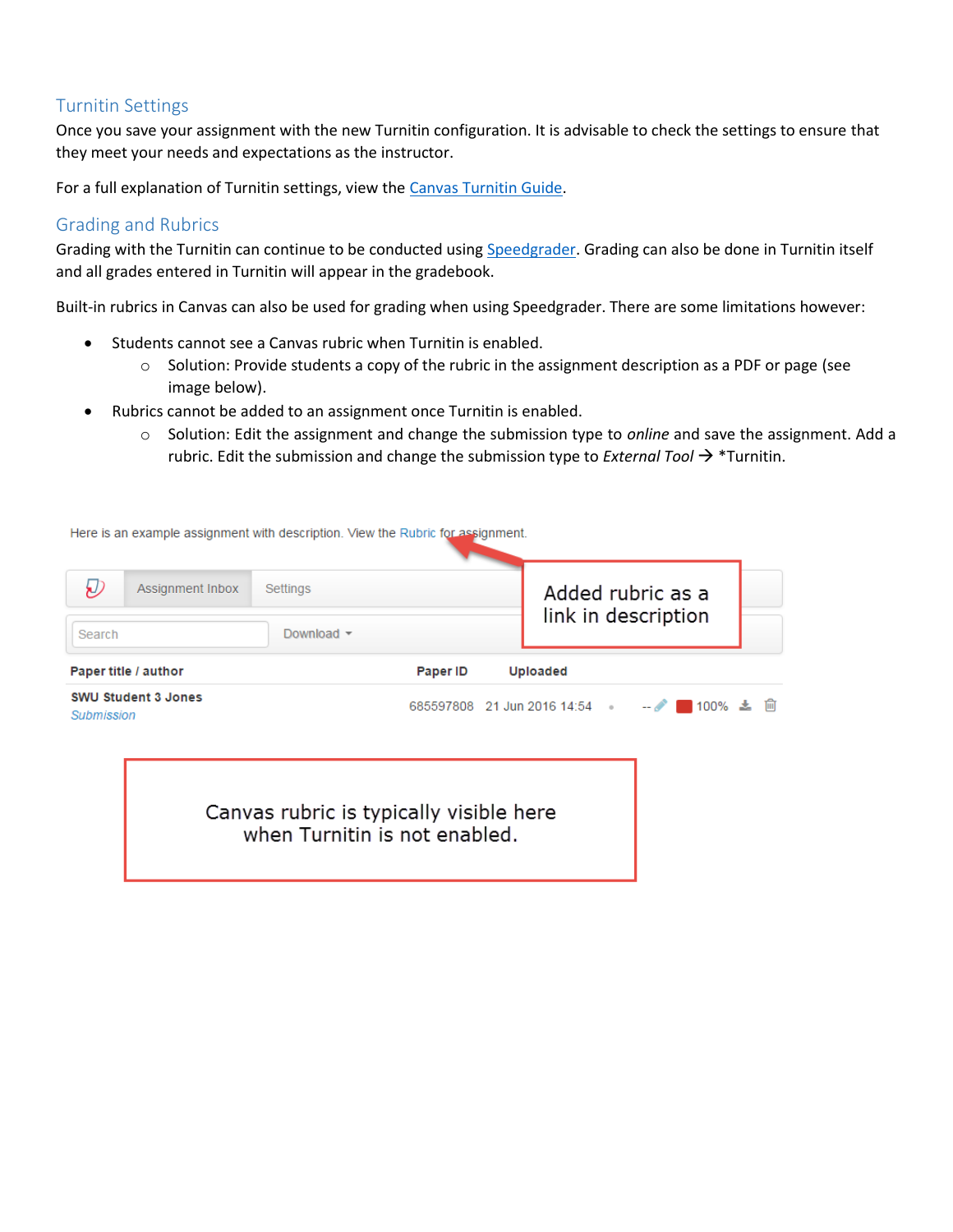## Turnitin Settings

Once you save your assignment with the new Turnitin configuration. It is advisable to check the settings to ensure that they meet your needs and expectations as the instructor.

For a full explanation of Turnitin settings, view the [Canvas Turnitin Guide](#).

## Grading and Rubrics

Grading with the Turnitin can continue to be conducted using [Speedgrader](#). Grading can also be done in Turnitin itself and all grades entered in Turnitin will appear in the gradebook.

Built-in rubrics in Canvas can also be used for grading when using Speedgrader. There are some limitations however:

- Students cannot see a Canvas rubric when Turnitin is enabled.
  - Solution: Provide students a copy of the rubric in the assignment description as a PDF or page (see image below).
- Rubrics cannot be added to an assignment once Turnitin is enabled.
  - Solution: Edit the assignment and change the submission type to *online* and save the assignment. Add a rubric. Edit the submission and change the submission type to *External Tool* → *Turnitin.

Here is an example assignment with description. View the Rubric for assignment.

Added rubric as a link in description

Assignment Inbox
Settings
Search
Download

Paper title / author
Paper ID
Uploaded
SWU Student 3 Jones
Submission
685597808
21 Jun 2016 14:54
--
100%

Canvas rubric is typically visible here when Turnitin is not enabled.